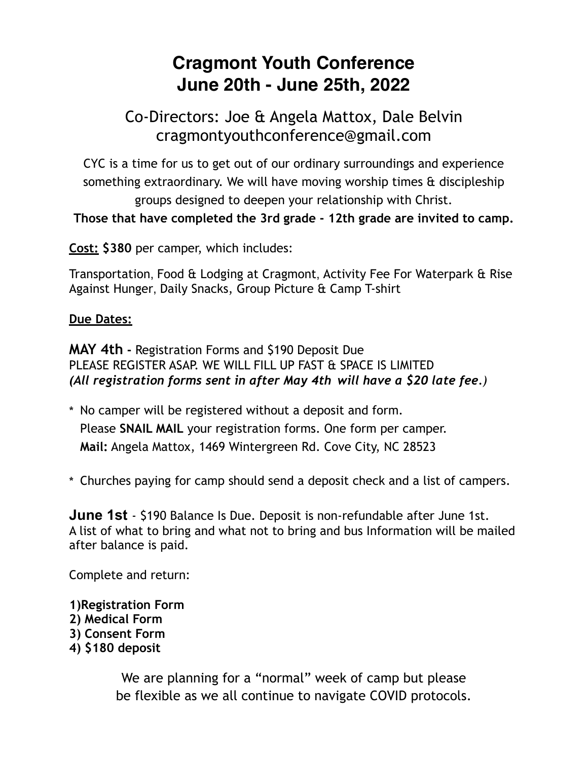# Cragmont Youth Conference
# June 20th - June 25th, 2022

## Co-Directors: Joe & Angela Mattox, Dale Belvin
## cragmontyouthconference@gmail.com

CYC is a time for us to get out of our ordinary surroundings and experience something extraordinary. We will have moving worship times & discipleship groups designed to deepen your relationship with Christ.

**Those that have completed the 3rd grade - 12th grade are invited to camp.**

**Cost:** **$380** per camper, which includes:

Transportation, Food & Lodging at Cragmont, Activity Fee For Waterpark & Rise Against Hunger, Daily Snacks, Group Picture & Camp T-shirt

**Due Dates:**

**MAY 4th -** Registration Forms and $190 Deposit Due
PLEASE REGISTER ASAP. WE WILL FILL UP FAST & SPACE IS LIMITED
***(All registration forms sent in after May 4th will have a $20 late fee.)***

* No camper will be registered without a deposit and form.
  Please **SNAIL MAIL** your registration forms. One form per camper.
  **Mail:** Angela Mattox, 1469 Wintergreen Rd. Cove City, NC 28523

* Churches paying for camp should send a deposit check and a list of campers.

**June 1st** - $190 Balance Is Due. Deposit is non-refundable after June 1st.
A list of what to bring and what not to bring and bus Information will be mailed after balance is paid.

Complete and return:

**1)Registration Form**
**2) Medical Form**
**3) Consent Form**
**4) $180 deposit**

We are planning for a "normal" week of camp but please be flexible as we all continue to navigate COVID protocols.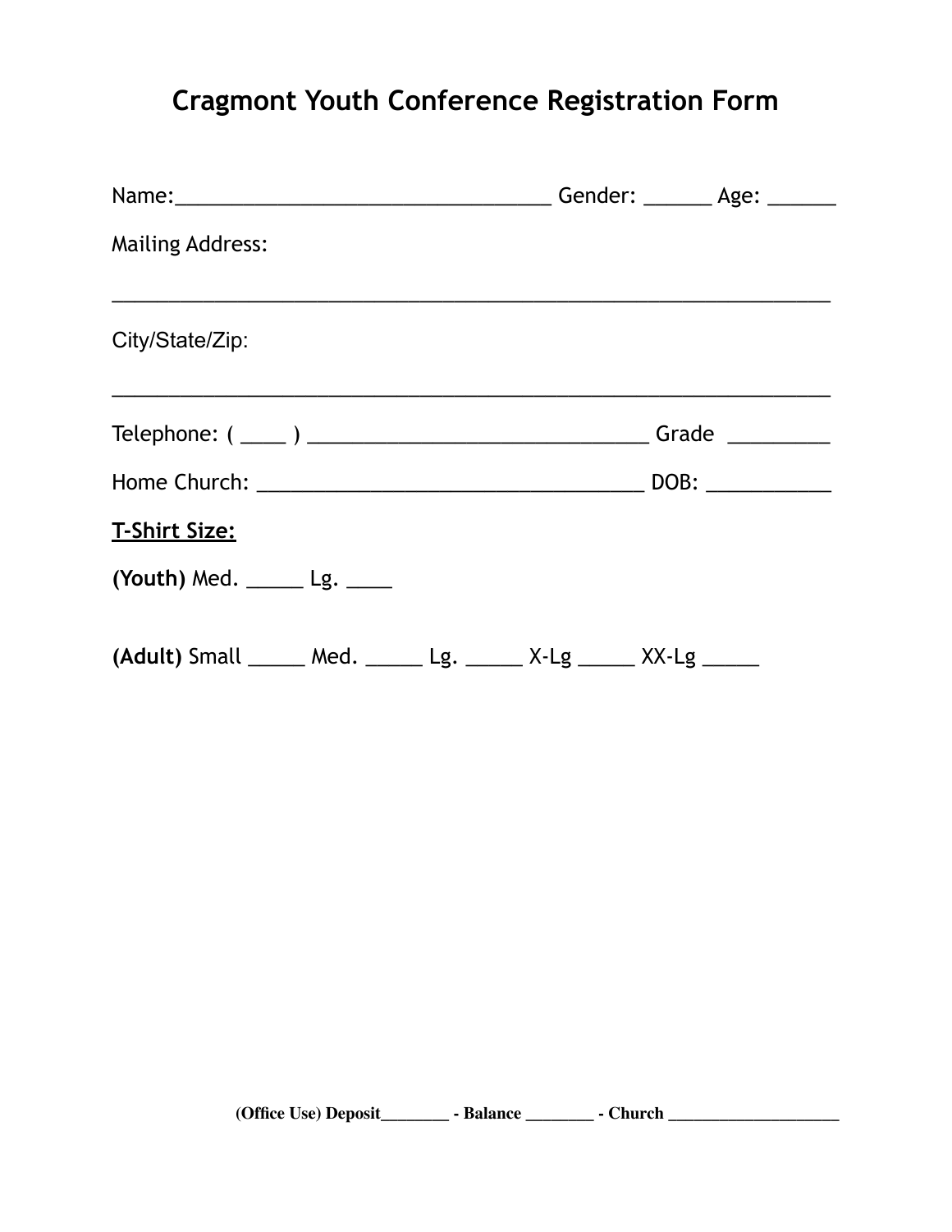# Cragmont Youth Conference Registration Form

Name:________________________________ Gender: ______ Age: ______

Mailing Address:

______________________________________________________________

City/State/Zip:

______________________________________________________________

Telephone: ( ____ ) ____________________________ Grade _________

Home Church: _________________________________ DOB: ___________

**<u>T-Shirt Size:</u>**

**(Youth)** Med. _____ Lg. ____

**(Adult)** Small _____ Med. _____ Lg. _____ X-Lg _____ XX-Lg _____

**(Office Use) Deposit________ - Balance ________ - Church ____________________**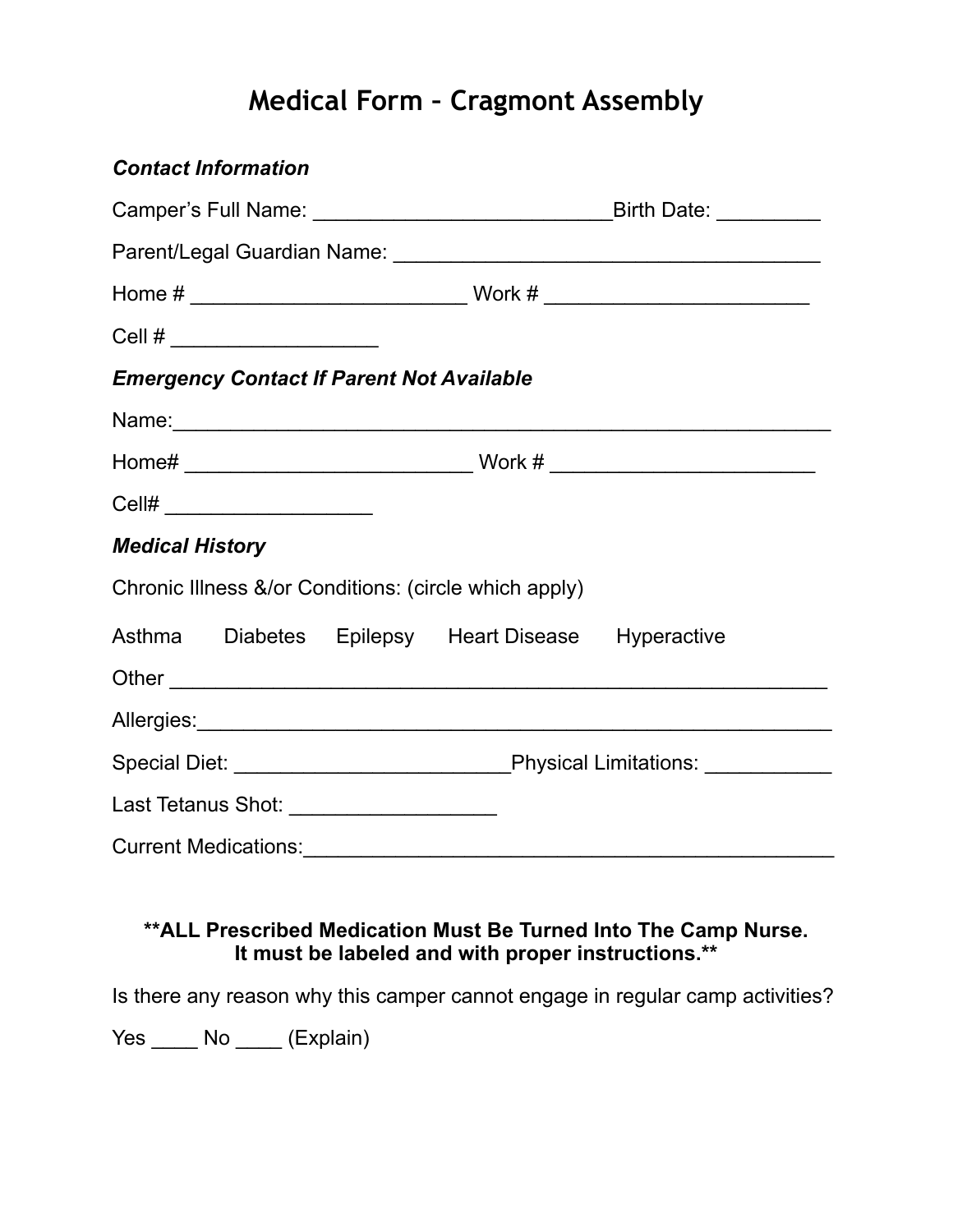# Medical Form – Cragmont Assembly

***Contact Information***

Camper's Full Name: __________________________Birth Date: _________

Parent/Legal Guardian Name: _____________________________________

Home # ________________________ Work # _______________________

Cell # __________________

***Emergency Contact If Parent Not Available***

Name:__________________________________________________________

Home# _________________________ Work # _______________________

Cell# __________________

***Medical History***

Chronic Illness &/or Conditions: (circle which apply)

Asthma Diabetes Epilepsy Heart Disease Hyperactive

Other __________________________________________________________

Allergies:_______________________________________________________

Special Diet: _______________________Physical Limitations: ___________

Last Tetanus Shot: __________________

Current Medications:_______________________________________________

**\*\*ALL Prescribed Medication Must Be Turned Into The Camp Nurse. It must be labeled and with proper instructions.\*\***

Is there any reason why this camper cannot engage in regular camp activities?

Yes ____ No ____ (Explain)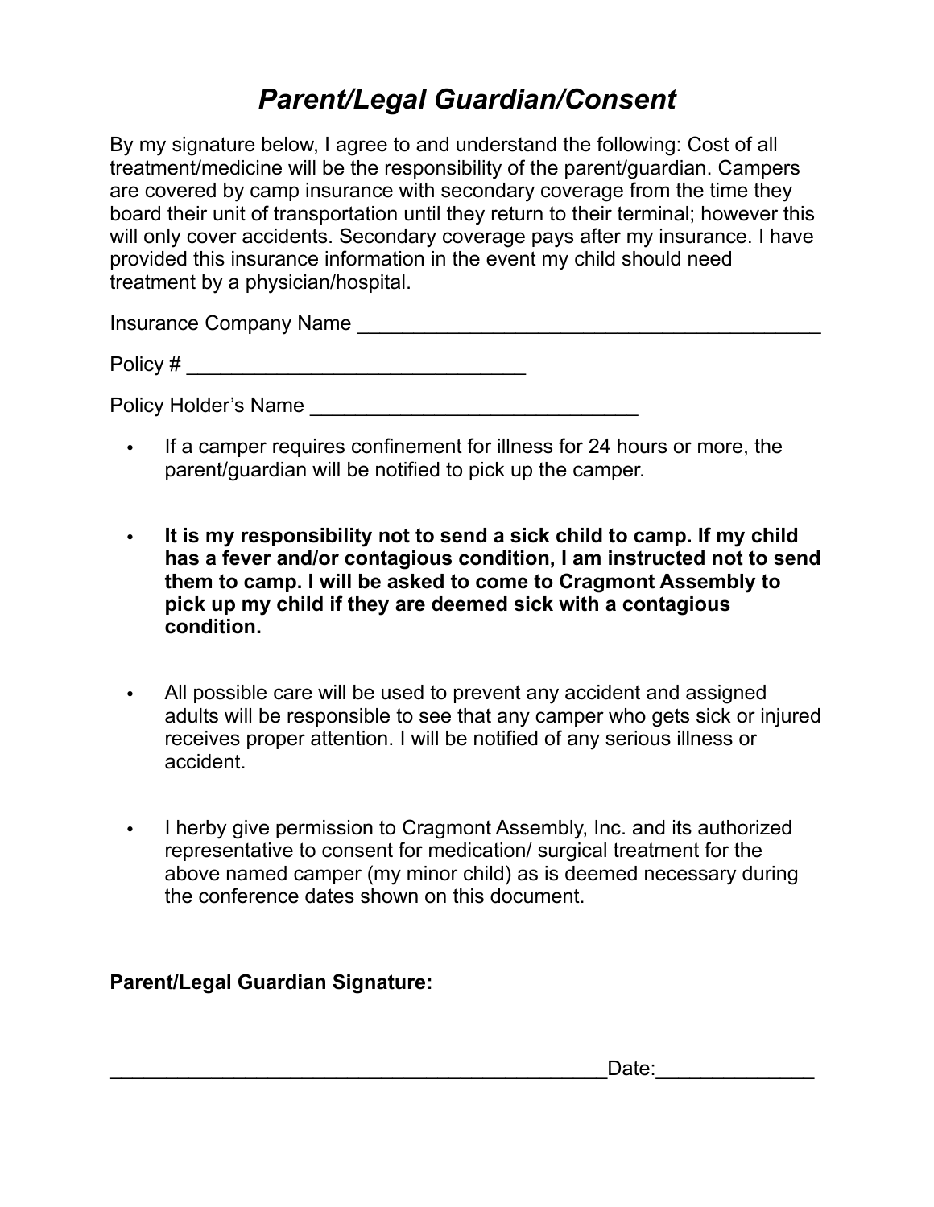# *Parent/Legal Guardian/Consent*

By my signature below, I agree to and understand the following: Cost of all treatment/medicine will be the responsibility of the parent/guardian. Campers are covered by camp insurance with secondary coverage from the time they board their unit of transportation until they return to their terminal; however this will only cover accidents. Secondary coverage pays after my insurance. I have provided this insurance information in the event my child should need treatment by a physician/hospital.

Insurance Company Name ________________________________________

Policy # ______________________________

Policy Holder's Name ____________________________

- If a camper requires confinement for illness for 24 hours or more, the parent/guardian will be notified to pick up the camper.

- **It is my responsibility not to send a sick child to camp. If my child has a fever and/or contagious condition, I am instructed not to send them to camp. I will be asked to come to Cragmont Assembly to pick up my child if they are deemed sick with a contagious condition.**

- All possible care will be used to prevent any accident and assigned adults will be responsible to see that any camper who gets sick or injured receives proper attention. I will be notified of any serious illness or accident.

- I herby give permission to Cragmont Assembly, Inc. and its authorized representative to consent for medication/ surgical treatment for the above named camper (my minor child) as is deemed necessary during the conference dates shown on this document.

**Parent/Legal Guardian Signature:**

____________________________________________Date:______________